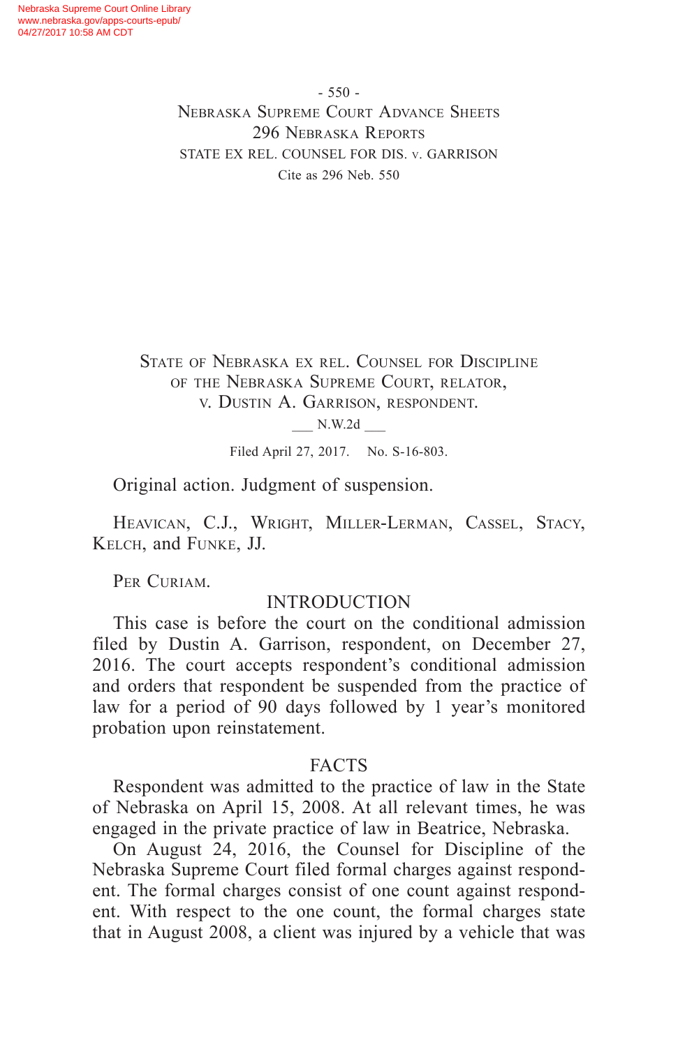State of Nebraska ex rel. Counsel for Discipline of the Nebraska Supreme Court, relator, v. Dustin A. Garrison, respondent.

___ N.W.2d ___

Filed April 27, 2017. No. S-16-803.

Original action. Judgment of suspension.

Heavican, C.J., Wright, Miller-Lerman, Cassel, Stacy, Kelch, and Funke, JJ.

Per Curiam.

## INTRODUCTION

This case is before the court on the conditional admission filed by Dustin A. Garrison, respondent, on December 27, 2016. The court accepts respondent's conditional admission and orders that respondent be suspended from the practice of law for a period of 90 days followed by 1 year's monitored probation upon reinstatement.

## FACTS

Respondent was admitted to the practice of law in the State of Nebraska on April 15, 2008. At all relevant times, he was engaged in the private practice of law in Beatrice, Nebraska.

On August 24, 2016, the Counsel for Discipline of the Nebraska Supreme Court filed formal charges against respondent. The formal charges consist of one count against respondent. With respect to the one count, the formal charges state that in August 2008, a client was injured by a vehicle that was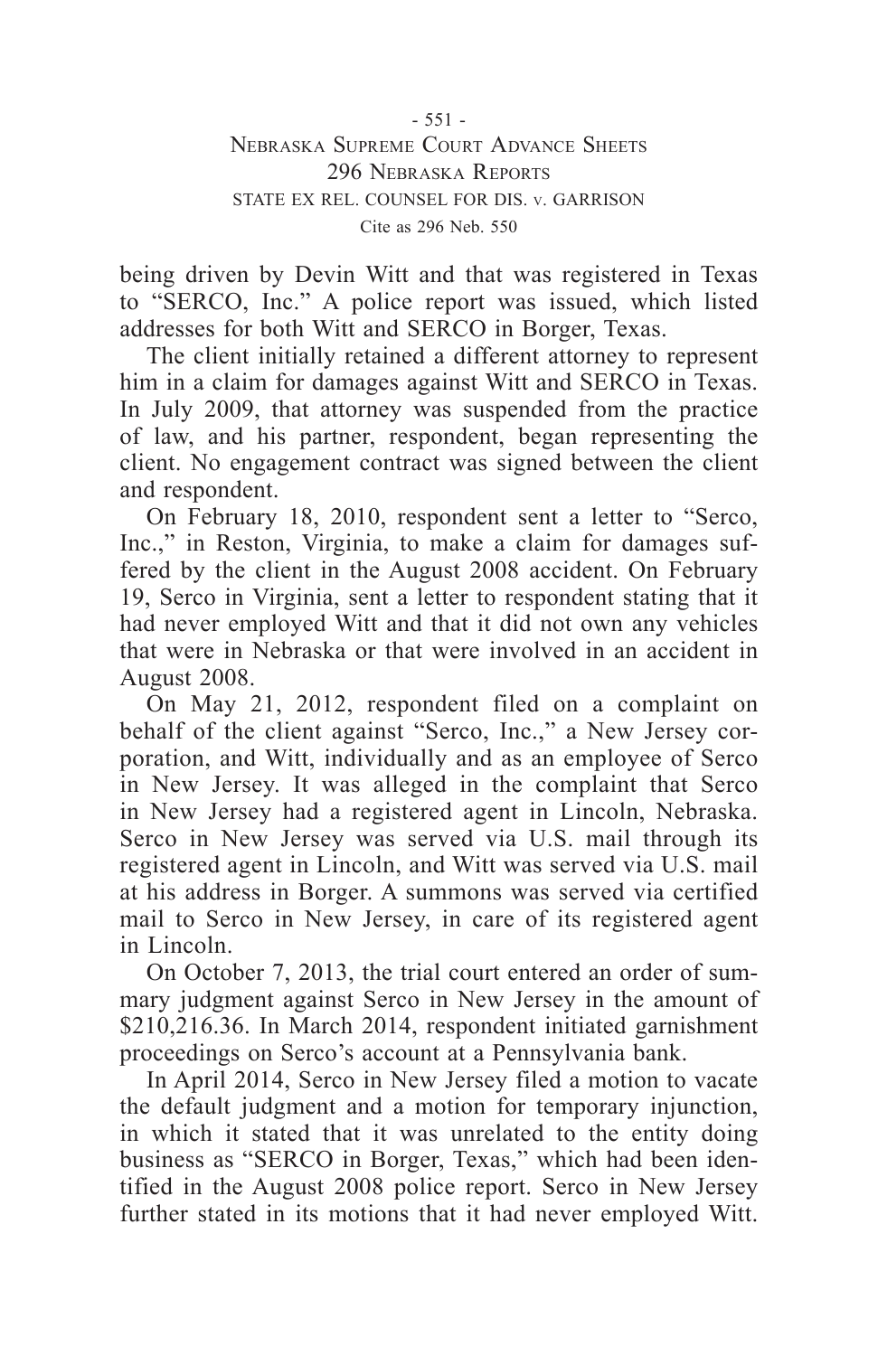being driven by Devin Witt and that was registered in Texas to "SERCO, Inc." A police report was issued, which listed addresses for both Witt and SERCO in Borger, Texas.

The client initially retained a different attorney to represent him in a claim for damages against Witt and SERCO in Texas. In July 2009, that attorney was suspended from the practice of law, and his partner, respondent, began representing the client. No engagement contract was signed between the client and respondent.

On February 18, 2010, respondent sent a letter to "Serco, Inc.," in Reston, Virginia, to make a claim for damages suffered by the client in the August 2008 accident. On February 19, Serco in Virginia, sent a letter to respondent stating that it had never employed Witt and that it did not own any vehicles that were in Nebraska or that were involved in an accident in August 2008.

On May 21, 2012, respondent filed on a complaint on behalf of the client against "Serco, Inc.," a New Jersey corporation, and Witt, individually and as an employee of Serco in New Jersey. It was alleged in the complaint that Serco in New Jersey had a registered agent in Lincoln, Nebraska. Serco in New Jersey was served via U.S. mail through its registered agent in Lincoln, and Witt was served via U.S. mail at his address in Borger. A summons was served via certified mail to Serco in New Jersey, in care of its registered agent in Lincoln.

On October 7, 2013, the trial court entered an order of summary judgment against Serco in New Jersey in the amount of $210,216.36. In March 2014, respondent initiated garnishment proceedings on Serco's account at a Pennsylvania bank.

In April 2014, Serco in New Jersey filed a motion to vacate the default judgment and a motion for temporary injunction, in which it stated that it was unrelated to the entity doing business as "SERCO in Borger, Texas," which had been identified in the August 2008 police report. Serco in New Jersey further stated in its motions that it had never employed Witt.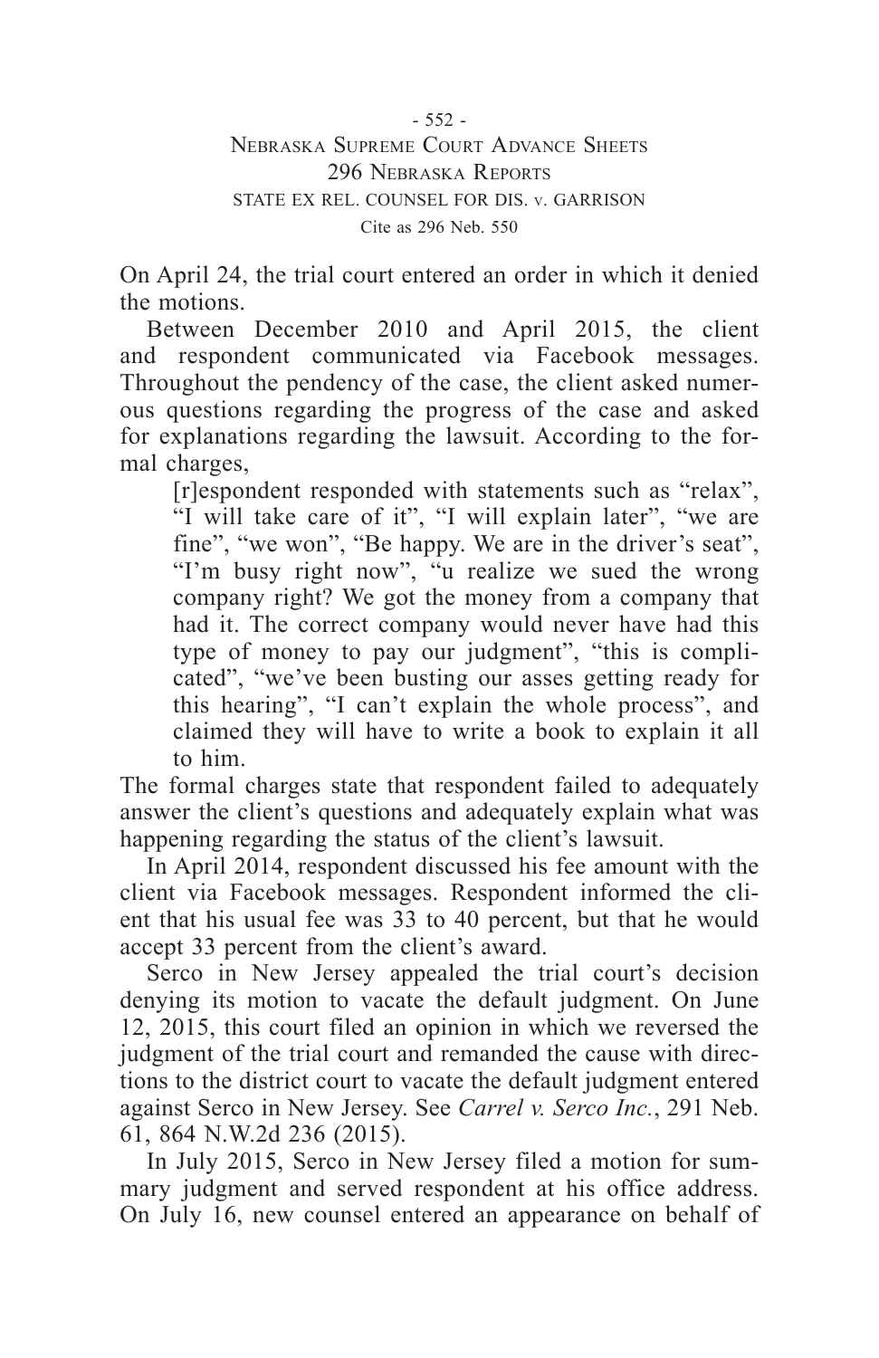On April 24, the trial court entered an order in which it denied the motions.

Between December 2010 and April 2015, the client and respondent communicated via Facebook messages. Throughout the pendency of the case, the client asked numerous questions regarding the progress of the case and asked for explanations regarding the lawsuit. According to the formal charges,

> [r]espondent responded with statements such as "relax", "I will take care of it", "I will explain later", "we are fine", "we won", "Be happy. We are in the driver's seat", "I'm busy right now", "u realize we sued the wrong company right? We got the money from a company that had it. The correct company would never have had this type of money to pay our judgment", "this is complicated", "we've been busting our asses getting ready for this hearing", "I can't explain the whole process", and claimed they will have to write a book to explain it all to him.

The formal charges state that respondent failed to adequately answer the client's questions and adequately explain what was happening regarding the status of the client's lawsuit.

In April 2014, respondent discussed his fee amount with the client via Facebook messages. Respondent informed the client that his usual fee was 33 to 40 percent, but that he would accept 33 percent from the client's award.

Serco in New Jersey appealed the trial court's decision denying its motion to vacate the default judgment. On June 12, 2015, this court filed an opinion in which we reversed the judgment of the trial court and remanded the cause with directions to the district court to vacate the default judgment entered against Serco in New Jersey. See *Carrel v. Serco Inc.*, 291 Neb. 61, 864 N.W.2d 236 (2015).

In July 2015, Serco in New Jersey filed a motion for summary judgment and served respondent at his office address. On July 16, new counsel entered an appearance on behalf of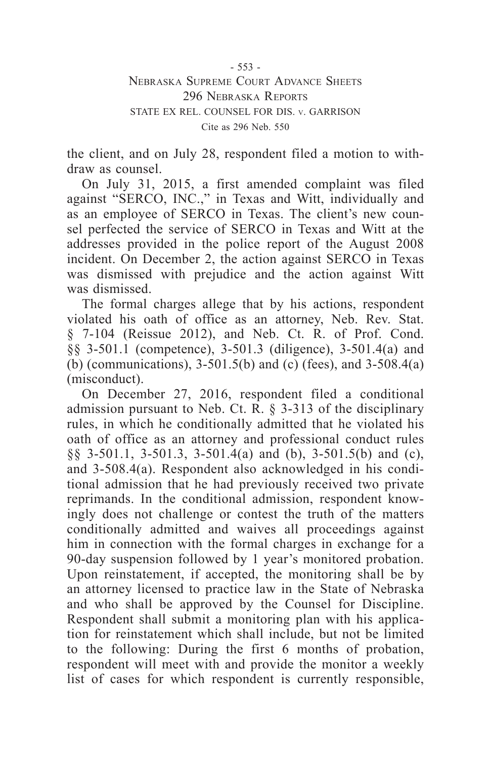the client, and on July 28, respondent filed a motion to withdraw as counsel.

On July 31, 2015, a first amended complaint was filed against "SERCO, INC.," in Texas and Witt, individually and as an employee of SERCO in Texas. The client's new counsel perfected the service of SERCO in Texas and Witt at the addresses provided in the police report of the August 2008 incident. On December 2, the action against SERCO in Texas was dismissed with prejudice and the action against Witt was dismissed.

The formal charges allege that by his actions, respondent violated his oath of office as an attorney, Neb. Rev. Stat. § 7-104 (Reissue 2012), and Neb. Ct. R. of Prof. Cond. §§ 3-501.1 (competence), 3-501.3 (diligence), 3-501.4(a) and (b) (communications), 3-501.5(b) and (c) (fees), and 3-508.4(a) (misconduct).

On December 27, 2016, respondent filed a conditional admission pursuant to Neb. Ct. R. § 3-313 of the disciplinary rules, in which he conditionally admitted that he violated his oath of office as an attorney and professional conduct rules §§ 3-501.1, 3-501.3, 3-501.4(a) and (b), 3-501.5(b) and (c), and 3-508.4(a). Respondent also acknowledged in his conditional admission that he had previously received two private reprimands. In the conditional admission, respondent knowingly does not challenge or contest the truth of the matters conditionally admitted and waives all proceedings against him in connection with the formal charges in exchange for a 90-day suspension followed by 1 year's monitored probation. Upon reinstatement, if accepted, the monitoring shall be by an attorney licensed to practice law in the State of Nebraska and who shall be approved by the Counsel for Discipline. Respondent shall submit a monitoring plan with his application for reinstatement which shall include, but not be limited to the following: During the first 6 months of probation, respondent will meet with and provide the monitor a weekly list of cases for which respondent is currently responsible,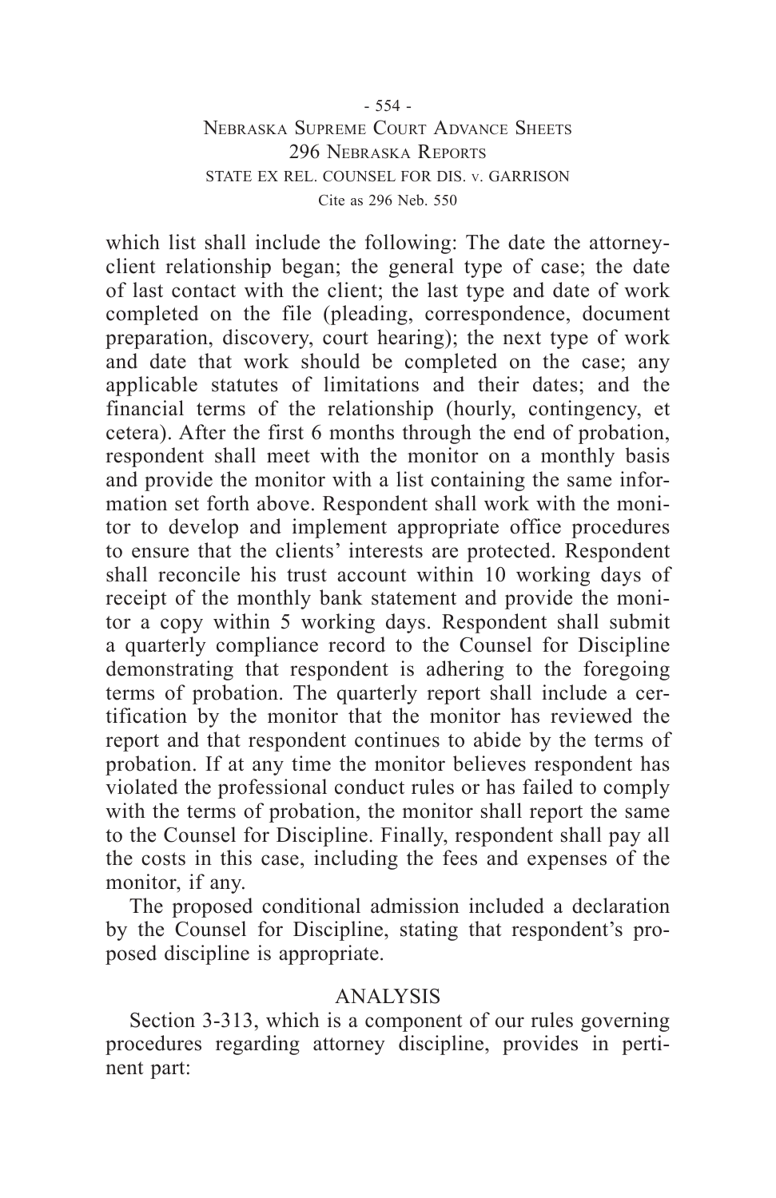which list shall include the following: The date the attorney-client relationship began; the general type of case; the date of last contact with the client; the last type and date of work completed on the file (pleading, correspondence, document preparation, discovery, court hearing); the next type of work and date that work should be completed on the case; any applicable statutes of limitations and their dates; and the financial terms of the relationship (hourly, contingency, et cetera). After the first 6 months through the end of probation, respondent shall meet with the monitor on a monthly basis and provide the monitor with a list containing the same information set forth above. Respondent shall work with the monitor to develop and implement appropriate office procedures to ensure that the clients' interests are protected. Respondent shall reconcile his trust account within 10 working days of receipt of the monthly bank statement and provide the monitor a copy within 5 working days. Respondent shall submit a quarterly compliance record to the Counsel for Discipline demonstrating that respondent is adhering to the foregoing terms of probation. The quarterly report shall include a certification by the monitor that the monitor has reviewed the report and that respondent continues to abide by the terms of probation. If at any time the monitor believes respondent has violated the professional conduct rules or has failed to comply with the terms of probation, the monitor shall report the same to the Counsel for Discipline. Finally, respondent shall pay all the costs in this case, including the fees and expenses of the monitor, if any.

The proposed conditional admission included a declaration by the Counsel for Discipline, stating that respondent's proposed discipline is appropriate.

## ANALYSIS

Section 3-313, which is a component of our rules governing procedures regarding attorney discipline, provides in pertinent part: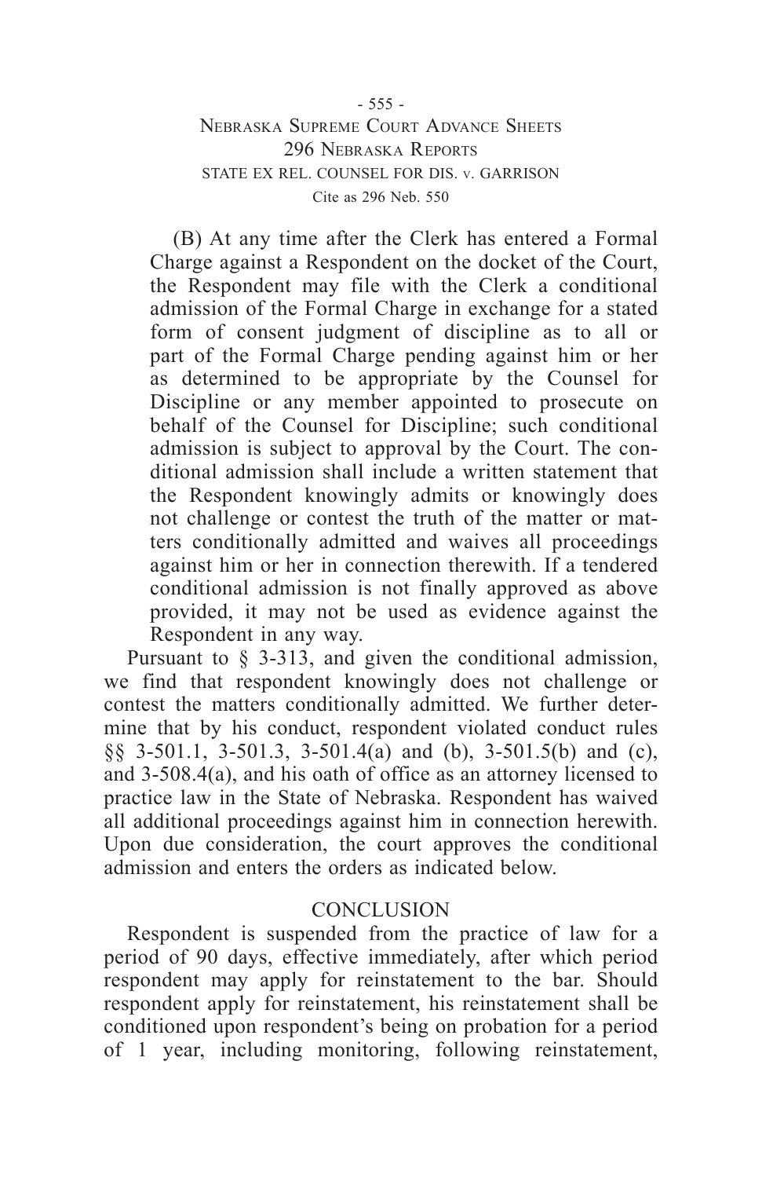> (B) At any time after the Clerk has entered a Formal Charge against a Respondent on the docket of the Court, the Respondent may file with the Clerk a conditional admission of the Formal Charge in exchange for a stated form of consent judgment of discipline as to all or part of the Formal Charge pending against him or her as determined to be appropriate by the Counsel for Discipline or any member appointed to prosecute on behalf of the Counsel for Discipline; such conditional admission is subject to approval by the Court. The conditional admission shall include a written statement that the Respondent knowingly admits or knowingly does not challenge or contest the truth of the matter or matters conditionally admitted and waives all proceedings against him or her in connection therewith. If a tendered conditional admission is not finally approved as above provided, it may not be used as evidence against the Respondent in any way.

Pursuant to § 3-313, and given the conditional admission, we find that respondent knowingly does not challenge or contest the matters conditionally admitted. We further determine that by his conduct, respondent violated conduct rules §§ 3-501.1, 3-501.3, 3-501.4(a) and (b), 3-501.5(b) and (c), and 3-508.4(a), and his oath of office as an attorney licensed to practice law in the State of Nebraska. Respondent has waived all additional proceedings against him in connection herewith. Upon due consideration, the court approves the conditional admission and enters the orders as indicated below.

## CONCLUSION

Respondent is suspended from the practice of law for a period of 90 days, effective immediately, after which period respondent may apply for reinstatement to the bar. Should respondent apply for reinstatement, his reinstatement shall be conditioned upon respondent's being on probation for a period of 1 year, including monitoring, following reinstatement,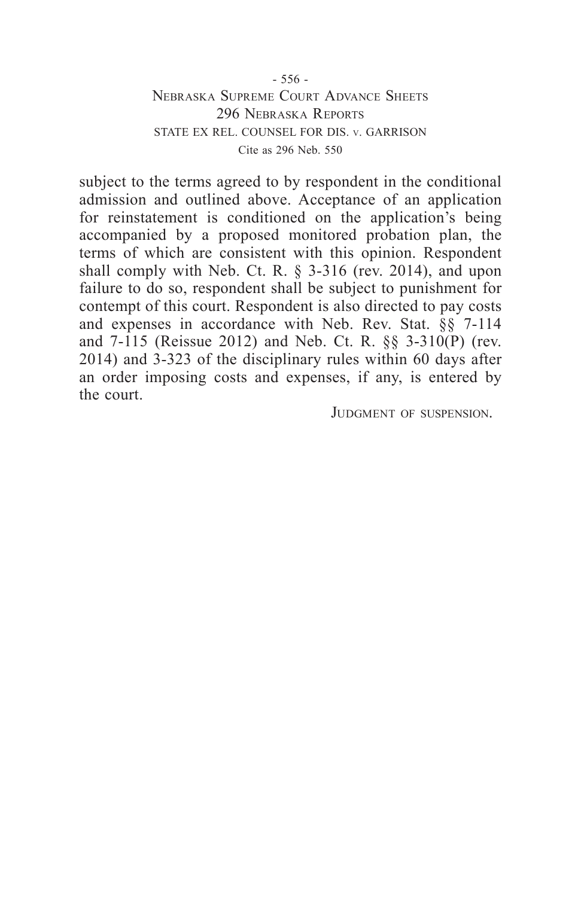subject to the terms agreed to by respondent in the conditional admission and outlined above. Acceptance of an application for reinstatement is conditioned on the application's being accompanied by a proposed monitored probation plan, the terms of which are consistent with this opinion. Respondent shall comply with Neb. Ct. R. § 3-316 (rev. 2014), and upon failure to do so, respondent shall be subject to punishment for contempt of this court. Respondent is also directed to pay costs and expenses in accordance with Neb. Rev. Stat. §§ 7-114 and 7-115 (Reissue 2012) and Neb. Ct. R. §§ 3-310(P) (rev. 2014) and 3-323 of the disciplinary rules within 60 days after an order imposing costs and expenses, if any, is entered by the court.

Judgment of suspension.